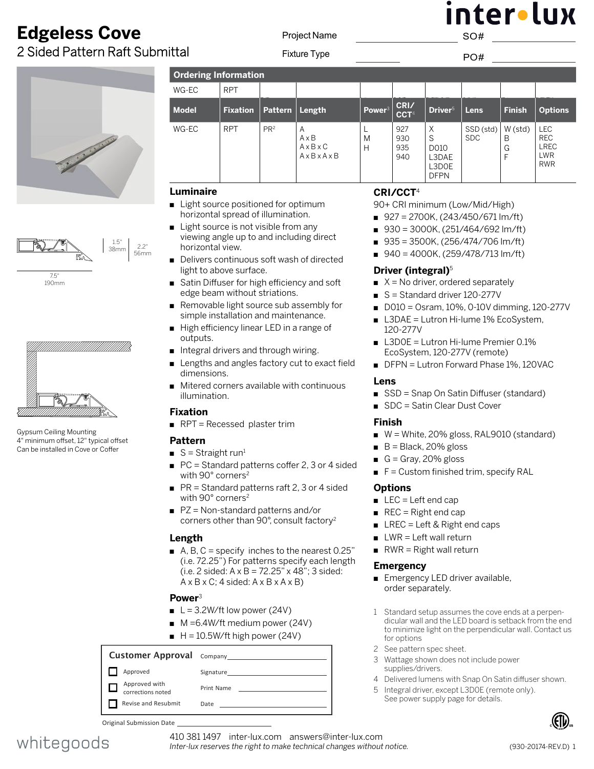inter•lux

# Edgeless Cove

## 2 Sided Pattern Raft Submittal

Project Name ______________ SO# ______________

Fixture Type ______________ PO# ______________

### Ordering Information

| WG-EC | RPT | | | | | | | | |
|---|---|---|---|---|---|---|---|---|---|
| **Model** | **Fixation** | **Pattern** | **Length** | **Power**[3] | **CRI/ CCT**[4] | **Driver**[5] | **Lens** | **Finish** | **Options** |
| WG-EC | RPT | PR[2] | A<br>A x B<br>A x B x C<br>A x B x A x B | L<br>M<br>H | 927<br>930<br>935<br>940 | X<br>S<br>D010<br>L3DAE<br>L3DOE<br>DFPN | SSD (std)<br>SDC | W (std)<br>B<br>G<br>F | LEC<br>REC<br>LREC<br>LWR<br>RWR |

1.5" 38mm

2.2" 56mm

7.5" 190mm

Gypsum Ceiling Mounting
4" minimum offset, 12" typical offset
Can be installed in Cove or Coffer

### Luminaire

- Light source positioned for optimum horizontal spread of illumination.
- Light source is not visible from any viewing angle up to and including direct horizontal view.
- Delivers continuous soft wash of directed light to above surface.
- Satin Diffuser for high efficiency and soft edge beam without striations.
- Removable light source sub assembly for simple installation and maintenance.
- High efficiency linear LED in a range of outputs.
- Integral drivers and through wiring.
- Lengths and angles factory cut to exact field dimensions.
- Mitered corners available with continuous illumination.

### Fixation

- RPT = Recessed plaster trim

### Pattern

- S = Straight run[1]
- PC = Standard patterns coffer 2, 3 or 4 sided with 90° corners[2]
- PR = Standard patterns raft 2, 3 or 4 sided with 90° corners[2]
- PZ = Non-standard patterns and/or corners other than 90°, consult factory[2]

### Length

- A, B, C = specify inches to the nearest 0.25" (i.e. 72.25") For patterns specify each length (i.e. 2 sided: A x B = 72.25" x 48"; 3 sided: A x B x C; 4 sided: A x B x A x B)

### Power[3]

- L = 3.2W/ft low power (24V)
- M =6.4W/ft medium power (24V)
- H = 10.5W/ft high power (24V)

### CRI/CCT[4]

90+ CRI minimum (Low/Mid/High)

- 927 = 2700K, (243/450/671 lm/ft)
- 930 = 3000K, (251/464/692 lm/ft)
- 935 = 3500K, (256/474/706 lm/ft)
- 940 = 4000K, (259/478/713 lm/ft)

### Driver (integral)[5]

- X = No driver, ordered separately
- S = Standard driver 120-277V
- D010 = Osram, 10%, 0-10V dimming, 120-277V
- L3DAE = Lutron Hi-lume 1% EcoSystem, 120-277V
- L3DOE = Lutron Hi-lume Premier 0.1% EcoSystem, 120-277V (remote)
- DFPN = Lutron Forward Phase 1%, 120VAC

### Lens

- SSD = Snap On Satin Diffuser (standard)
- SDC = Satin Clear Dust Cover

### Finish

- W = White, 20% gloss, RAL9010 (standard)
- B = Black, 20% gloss
- G = Gray, 20% gloss
- F = Custom finished trim, specify RAL

### Options

- LEC = Left end cap
- REC = Right end cap
- LREC = Left & Right end caps
- LWR = Left wall return
- RWR = Right wall return

### Emergency

- Emergency LED driver available, order separately.

1 Standard setup assumes the cove ends at a perpendicular wall and the LED board is setback from the end to minimize light on the perpendicular wall. Contact us for options
2 See pattern spec sheet.
3 Wattage shown does not include power supplies/drivers.
4 Delivered lumens with Snap On Satin diffuser shown.
5 Integral driver, except L3DOE (remote only). See power supply page for details.

**Customer Approval**

- ☐ Approved
- ☐ Approved with corrections noted
- ☐ Revise and Resubmit

Company ______________
Signature ______________
Print Name ______________
Date ______________

Original Submission Date ______________

whitegoods

410 381 1497 inter-lux.com answers@inter-lux.com
*Inter-lux reserves the right to make technical changes without notice.*

(930-20174-REV.D)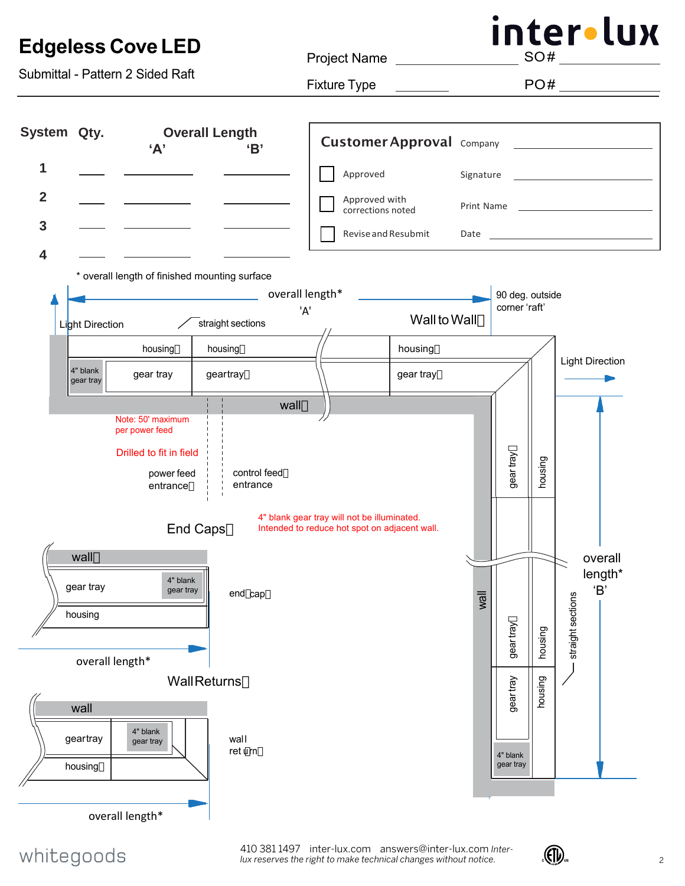# Edgeless Cove LED

Submittal - Pattern 2 Sided Raft

inter•lux

Project Name ____________ SO# ____________

Fixture Type ________ PO# ____________

| System | Qty. | Overall Length 'A' | 'B' |
|---|---|---|---|
| 1 | | | |
| 2 | | | |
| 3 | | | |
| 4 | | | |

**Customer Approval**

- ☐ Approved
- ☐ Approved with corrections noted
- ☐ Revise and Resubmit

Company ____________

Signature ____________

Print Name ____________

Date ____________

* overall length of finished mounting surface

overall length* 'A'

90 deg. outside corner 'raft'

Light Direction

straight sections

Wall to Wall

housing

4" blank gear tray

gear tray

wall

Note: 50' maximum per power feed

Drilled to fit in field

power feed entrance

control feed entrance

End Caps

4" blank gear tray will not be illuminated. Intended to reduce hot spot on adjacent wall.

end cap

overall length*

overall length* 'B'

straight sections

Wall Returns

wall return

overall length*

whitegoods

410 381 1497 inter-lux.com answers@inter-lux.com *Inter-lux reserves the right to make technical changes without notice.*